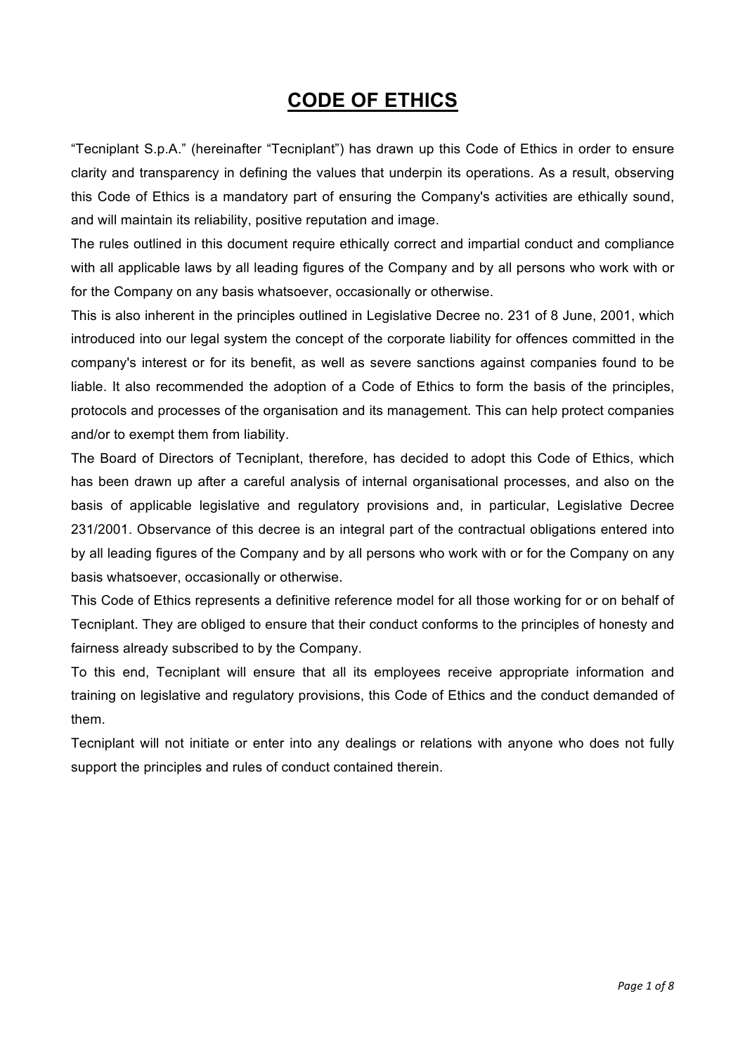# CODE OF ETHICS

"Tecniplant S.p.A." (hereinafter "Tecniplant") has drawn up this Code of Ethics in order to ensure clarity and transparency in defining the values that underpin its operations. As a result, observing this Code of Ethics is a mandatory part of ensuring the Company's activities are ethically sound, and will maintain its reliability, positive reputation and image.

The rules outlined in this document require ethically correct and impartial conduct and compliance with all applicable laws by all leading figures of the Company and by all persons who work with or for the Company on any basis whatsoever, occasionally or otherwise.

This is also inherent in the principles outlined in Legislative Decree no. 231 of 8 June, 2001, which introduced into our legal system the concept of the corporate liability for offences committed in the company's interest or for its benefit, as well as severe sanctions against companies found to be liable. It also recommended the adoption of a Code of Ethics to form the basis of the principles, protocols and processes of the organisation and its management. This can help protect companies and/or to exempt them from liability.

The Board of Directors of Tecniplant, therefore, has decided to adopt this Code of Ethics, which has been drawn up after a careful analysis of internal organisational processes, and also on the basis of applicable legislative and regulatory provisions and, in particular, Legislative Decree 231/2001. Observance of this decree is an integral part of the contractual obligations entered into by all leading figures of the Company and by all persons who work with or for the Company on any basis whatsoever, occasionally or otherwise.

This Code of Ethics represents a definitive reference model for all those working for or on behalf of Tecniplant. They are obliged to ensure that their conduct conforms to the principles of honesty and fairness already subscribed to by the Company.

To this end, Tecniplant will ensure that all its employees receive appropriate information and training on legislative and regulatory provisions, this Code of Ethics and the conduct demanded of them.

Tecniplant will not initiate or enter into any dealings or relations with anyone who does not fully support the principles and rules of conduct contained therein.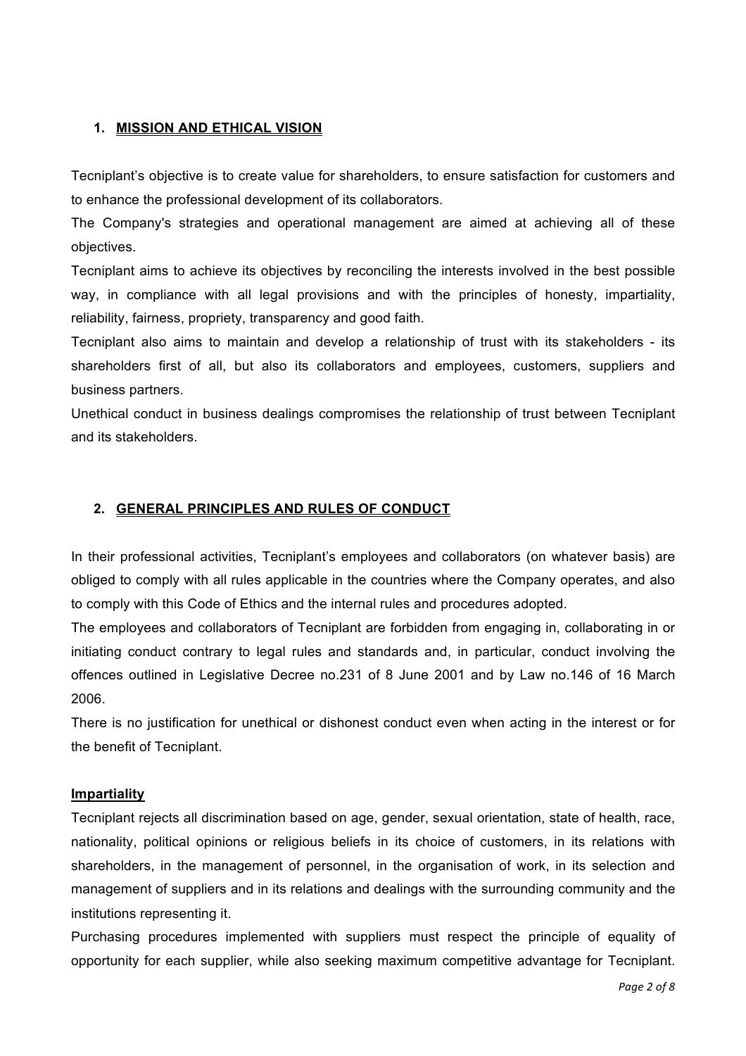## 1. MISSION AND ETHICAL VISION

Tecniplant's objective is to create value for shareholders, to ensure satisfaction for customers and to enhance the professional development of its collaborators.

The Company's strategies and operational management are aimed at achieving all of these objectives.

Tecniplant aims to achieve its objectives by reconciling the interests involved in the best possible way, in compliance with all legal provisions and with the principles of honesty, impartiality, reliability, fairness, propriety, transparency and good faith.

Tecniplant also aims to maintain and develop a relationship of trust with its stakeholders - its shareholders first of all, but also its collaborators and employees, customers, suppliers and business partners.

Unethical conduct in business dealings compromises the relationship of trust between Tecniplant and its stakeholders.

## 2. GENERAL PRINCIPLES AND RULES OF CONDUCT

In their professional activities, Tecniplant's employees and collaborators (on whatever basis) are obliged to comply with all rules applicable in the countries where the Company operates, and also to comply with this Code of Ethics and the internal rules and procedures adopted.

The employees and collaborators of Tecniplant are forbidden from engaging in, collaborating in or initiating conduct contrary to legal rules and standards and, in particular, conduct involving the offences outlined in Legislative Decree no.231 of 8 June 2001 and by Law no.146 of 16 March 2006.

There is no justification for unethical or dishonest conduct even when acting in the interest or for the benefit of Tecniplant.

### Impartiality

Tecniplant rejects all discrimination based on age, gender, sexual orientation, state of health, race, nationality, political opinions or religious beliefs in its choice of customers, in its relations with shareholders, in the management of personnel, in the organisation of work, in its selection and management of suppliers and in its relations and dealings with the surrounding community and the institutions representing it.

Purchasing procedures implemented with suppliers must respect the principle of equality of opportunity for each supplier, while also seeking maximum competitive advantage for Tecniplant.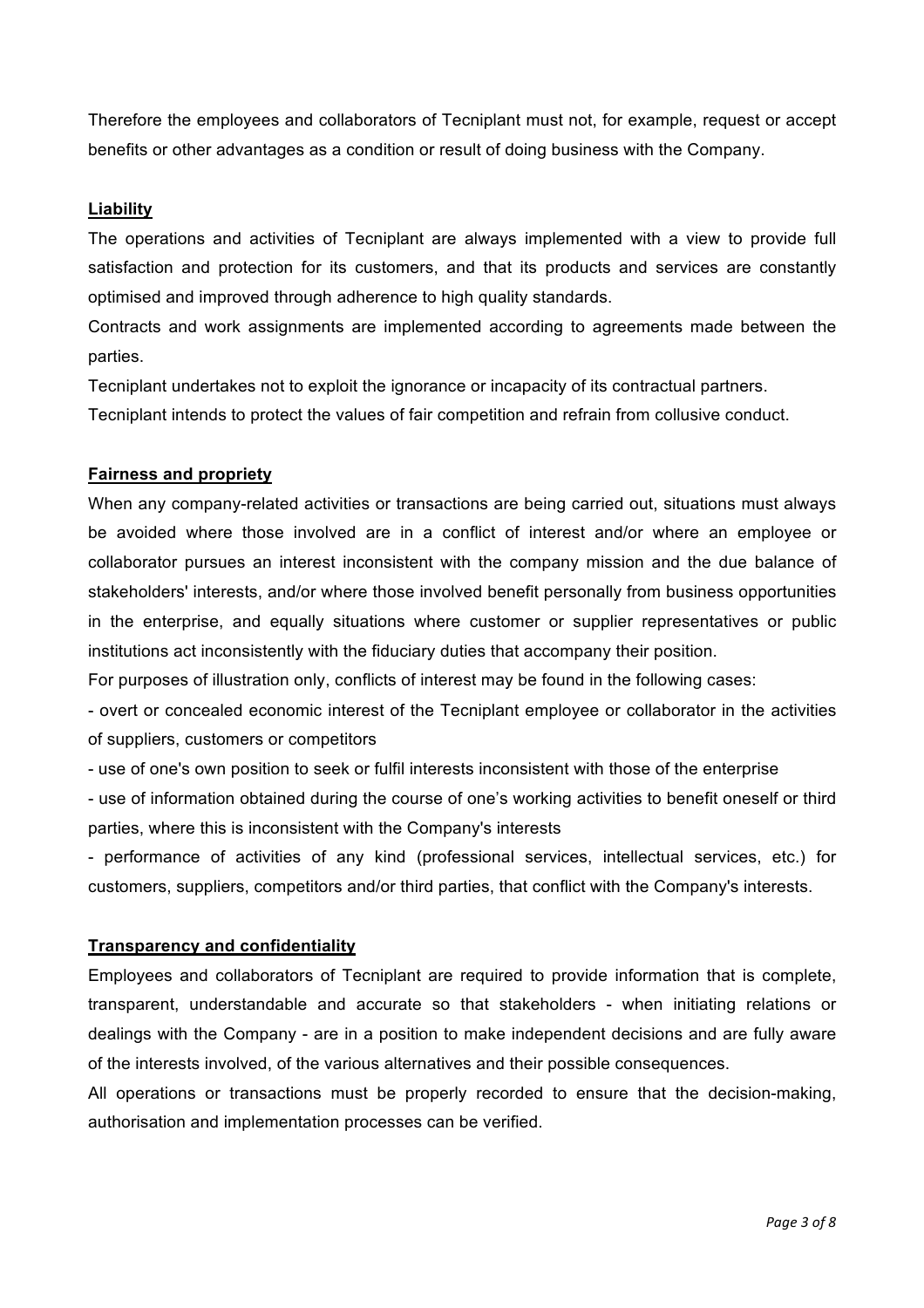Therefore the employees and collaborators of Tecniplant must not, for example, request or accept benefits or other advantages as a condition or result of doing business with the Company.

**Liability**

The operations and activities of Tecniplant are always implemented with a view to provide full satisfaction and protection for its customers, and that its products and services are constantly optimised and improved through adherence to high quality standards.

Contracts and work assignments are implemented according to agreements made between the parties.

Tecniplant undertakes not to exploit the ignorance or incapacity of its contractual partners.

Tecniplant intends to protect the values of fair competition and refrain from collusive conduct.

**Fairness and propriety**

When any company-related activities or transactions are being carried out, situations must always be avoided where those involved are in a conflict of interest and/or where an employee or collaborator pursues an interest inconsistent with the company mission and the due balance of stakeholders' interests, and/or where those involved benefit personally from business opportunities in the enterprise, and equally situations where customer or supplier representatives or public institutions act inconsistently with the fiduciary duties that accompany their position.

For purposes of illustration only, conflicts of interest may be found in the following cases:

- overt or concealed economic interest of the Tecniplant employee or collaborator in the activities of suppliers, customers or competitors
- use of one's own position to seek or fulfil interests inconsistent with those of the enterprise
- use of information obtained during the course of one's working activities to benefit oneself or third parties, where this is inconsistent with the Company's interests
- performance of activities of any kind (professional services, intellectual services, etc.) for customers, suppliers, competitors and/or third parties, that conflict with the Company's interests.

**Transparency and confidentiality**

Employees and collaborators of Tecniplant are required to provide information that is complete, transparent, understandable and accurate so that stakeholders - when initiating relations or dealings with the Company - are in a position to make independent decisions and are fully aware of the interests involved, of the various alternatives and their possible consequences.

All operations or transactions must be properly recorded to ensure that the decision-making, authorisation and implementation processes can be verified.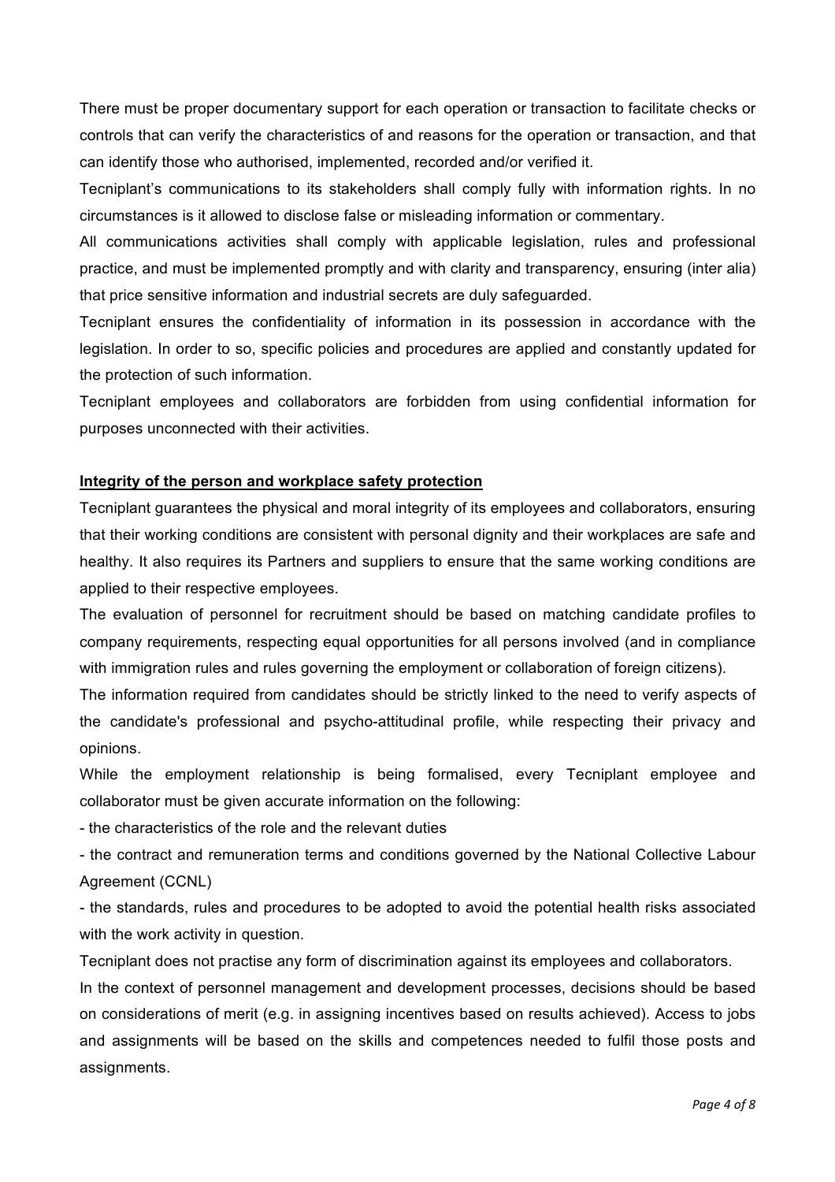There must be proper documentary support for each operation or transaction to facilitate checks or controls that can verify the characteristics of and reasons for the operation or transaction, and that can identify those who authorised, implemented, recorded and/or verified it.

Tecniplant's communications to its stakeholders shall comply fully with information rights. In no circumstances is it allowed to disclose false or misleading information or commentary.

All communications activities shall comply with applicable legislation, rules and professional practice, and must be implemented promptly and with clarity and transparency, ensuring (inter alia) that price sensitive information and industrial secrets are duly safeguarded.

Tecniplant ensures the confidentiality of information in its possession in accordance with the legislation. In order to so, specific policies and procedures are applied and constantly updated for the protection of such information.

Tecniplant employees and collaborators are forbidden from using confidential information for purposes unconnected with their activities.

**Integrity of the person and workplace safety protection**

Tecniplant guarantees the physical and moral integrity of its employees and collaborators, ensuring that their working conditions are consistent with personal dignity and their workplaces are safe and healthy. It also requires its Partners and suppliers to ensure that the same working conditions are applied to their respective employees.

The evaluation of personnel for recruitment should be based on matching candidate profiles to company requirements, respecting equal opportunities for all persons involved (and in compliance with immigration rules and rules governing the employment or collaboration of foreign citizens).

The information required from candidates should be strictly linked to the need to verify aspects of the candidate's professional and psycho-attitudinal profile, while respecting their privacy and opinions.

While the employment relationship is being formalised, every Tecniplant employee and collaborator must be given accurate information on the following:

- the characteristics of the role and the relevant duties
- the contract and remuneration terms and conditions governed by the National Collective Labour Agreement (CCNL)
- the standards, rules and procedures to be adopted to avoid the potential health risks associated with the work activity in question.

Tecniplant does not practise any form of discrimination against its employees and collaborators.

In the context of personnel management and development processes, decisions should be based on considerations of merit (e.g. in assigning incentives based on results achieved). Access to jobs and assignments will be based on the skills and competences needed to fulfil those posts and assignments.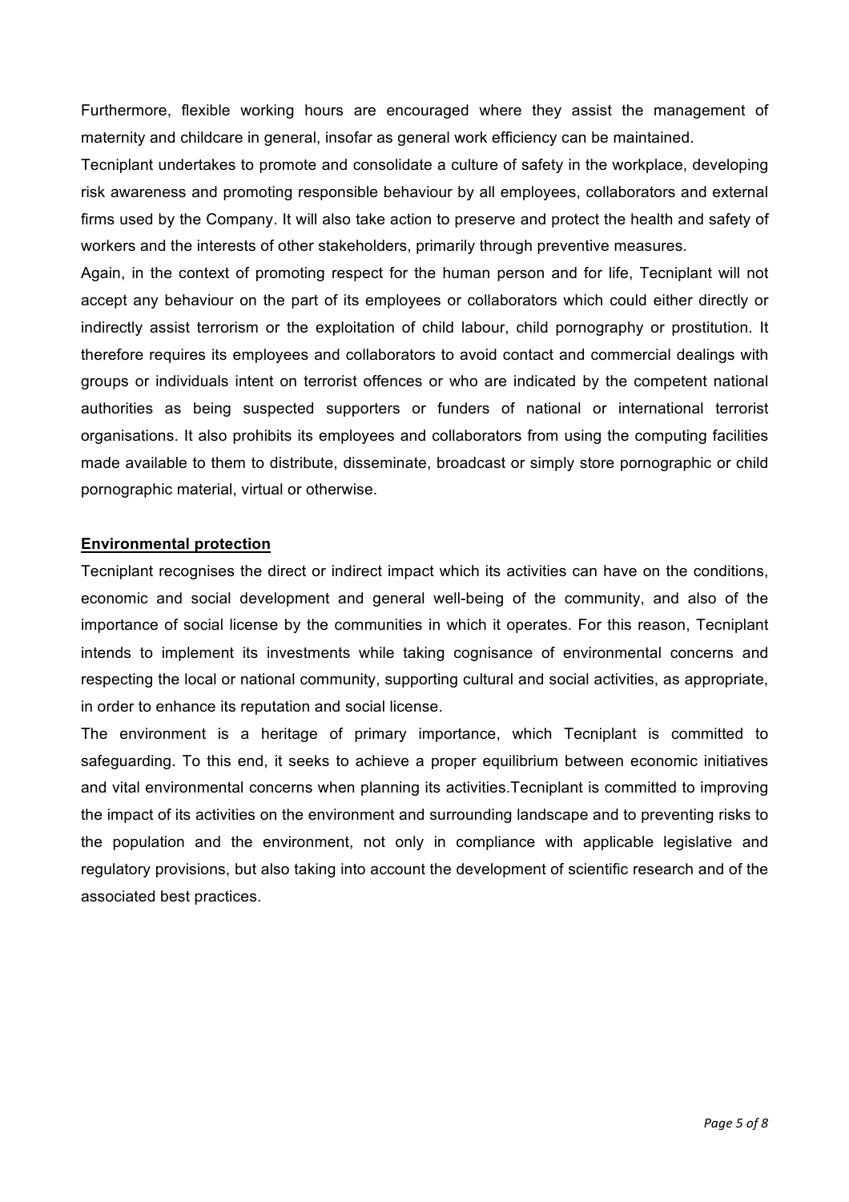Furthermore, flexible working hours are encouraged where they assist the management of maternity and childcare in general, insofar as general work efficiency can be maintained.

Tecniplant undertakes to promote and consolidate a culture of safety in the workplace, developing risk awareness and promoting responsible behaviour by all employees, collaborators and external firms used by the Company. It will also take action to preserve and protect the health and safety of workers and the interests of other stakeholders, primarily through preventive measures.

Again, in the context of promoting respect for the human person and for life, Tecniplant will not accept any behaviour on the part of its employees or collaborators which could either directly or indirectly assist terrorism or the exploitation of child labour, child pornography or prostitution. It therefore requires its employees and collaborators to avoid contact and commercial dealings with groups or individuals intent on terrorist offences or who are indicated by the competent national authorities as being suspected supporters or funders of national or international terrorist organisations. It also prohibits its employees and collaborators from using the computing facilities made available to them to distribute, disseminate, broadcast or simply store pornographic or child pornographic material, virtual or otherwise.

**Environmental protection**

Tecniplant recognises the direct or indirect impact which its activities can have on the conditions, economic and social development and general well-being of the community, and also of the importance of social license by the communities in which it operates. For this reason, Tecniplant intends to implement its investments while taking cognisance of environmental concerns and respecting the local or national community, supporting cultural and social activities, as appropriate, in order to enhance its reputation and social license.

The environment is a heritage of primary importance, which Tecniplant is committed to safeguarding. To this end, it seeks to achieve a proper equilibrium between economic initiatives and vital environmental concerns when planning its activities.Tecniplant is committed to improving the impact of its activities on the environment and surrounding landscape and to preventing risks to the population and the environment, not only in compliance with applicable legislative and regulatory provisions, but also taking into account the development of scientific research and of the associated best practices.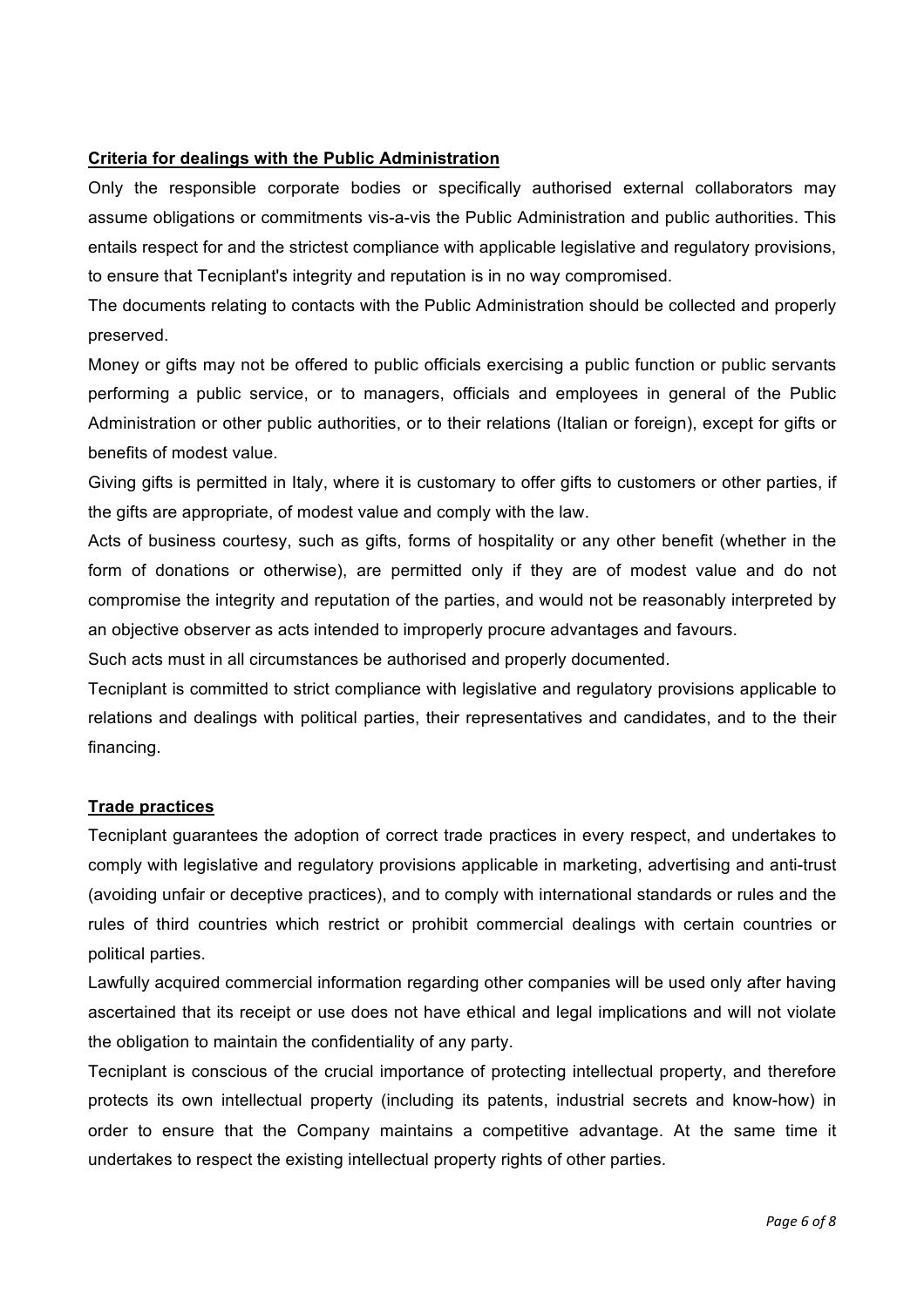**Criteria for dealings with the Public Administration**

Only the responsible corporate bodies or specifically authorised external collaborators may assume obligations or commitments vis-a-vis the Public Administration and public authorities. This entails respect for and the strictest compliance with applicable legislative and regulatory provisions, to ensure that Tecniplant's integrity and reputation is in no way compromised.

The documents relating to contacts with the Public Administration should be collected and properly preserved.

Money or gifts may not be offered to public officials exercising a public function or public servants performing a public service, or to managers, officials and employees in general of the Public Administration or other public authorities, or to their relations (Italian or foreign), except for gifts or benefits of modest value.

Giving gifts is permitted in Italy, where it is customary to offer gifts to customers or other parties, if the gifts are appropriate, of modest value and comply with the law.

Acts of business courtesy, such as gifts, forms of hospitality or any other benefit (whether in the form of donations or otherwise), are permitted only if they are of modest value and do not compromise the integrity and reputation of the parties, and would not be reasonably interpreted by an objective observer as acts intended to improperly procure advantages and favours.

Such acts must in all circumstances be authorised and properly documented.

Tecniplant is committed to strict compliance with legislative and regulatory provisions applicable to relations and dealings with political parties, their representatives and candidates, and to the their financing.

**Trade practices**

Tecniplant guarantees the adoption of correct trade practices in every respect, and undertakes to comply with legislative and regulatory provisions applicable in marketing, advertising and anti-trust (avoiding unfair or deceptive practices), and to comply with international standards or rules and the rules of third countries which restrict or prohibit commercial dealings with certain countries or political parties.

Lawfully acquired commercial information regarding other companies will be used only after having ascertained that its receipt or use does not have ethical and legal implications and will not violate the obligation to maintain the confidentiality of any party.

Tecniplant is conscious of the crucial importance of protecting intellectual property, and therefore protects its own intellectual property (including its patents, industrial secrets and know-how) in order to ensure that the Company maintains a competitive advantage. At the same time it undertakes to respect the existing intellectual property rights of other parties.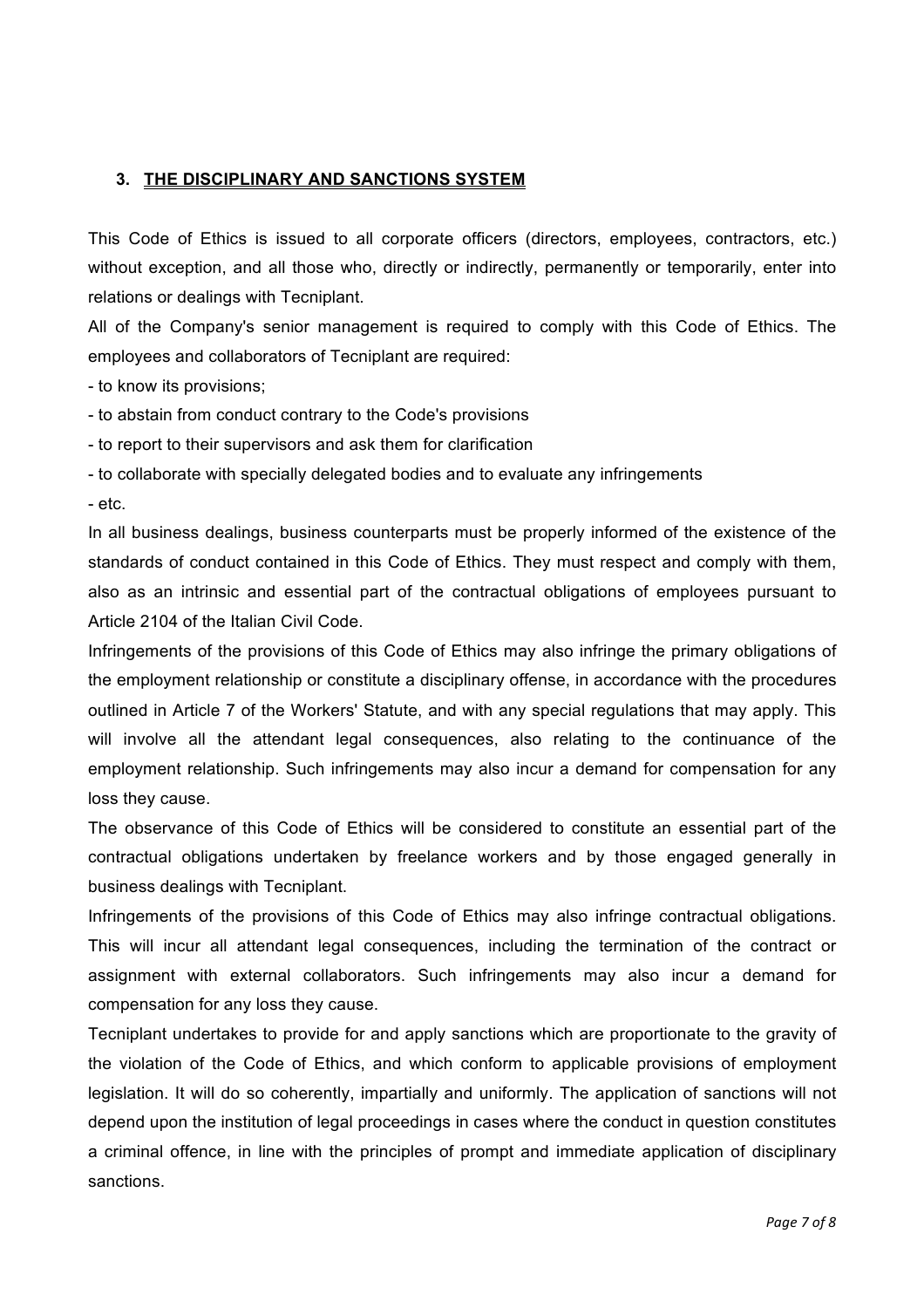## 3. THE DISCIPLINARY AND SANCTIONS SYSTEM

This Code of Ethics is issued to all corporate officers (directors, employees, contractors, etc.) without exception, and all those who, directly or indirectly, permanently or temporarily, enter into relations or dealings with Tecniplant.

All of the Company's senior management is required to comply with this Code of Ethics. The employees and collaborators of Tecniplant are required:

- to know its provisions;
- to abstain from conduct contrary to the Code's provisions
- to report to their supervisors and ask them for clarification
- to collaborate with specially delegated bodies and to evaluate any infringements
- etc.

In all business dealings, business counterparts must be properly informed of the existence of the standards of conduct contained in this Code of Ethics. They must respect and comply with them, also as an intrinsic and essential part of the contractual obligations of employees pursuant to Article 2104 of the Italian Civil Code.

Infringements of the provisions of this Code of Ethics may also infringe the primary obligations of the employment relationship or constitute a disciplinary offense, in accordance with the procedures outlined in Article 7 of the Workers' Statute, and with any special regulations that may apply. This will involve all the attendant legal consequences, also relating to the continuance of the employment relationship. Such infringements may also incur a demand for compensation for any loss they cause.

The observance of this Code of Ethics will be considered to constitute an essential part of the contractual obligations undertaken by freelance workers and by those engaged generally in business dealings with Tecniplant.

Infringements of the provisions of this Code of Ethics may also infringe contractual obligations. This will incur all attendant legal consequences, including the termination of the contract or assignment with external collaborators. Such infringements may also incur a demand for compensation for any loss they cause.

Tecniplant undertakes to provide for and apply sanctions which are proportionate to the gravity of the violation of the Code of Ethics, and which conform to applicable provisions of employment legislation. It will do so coherently, impartially and uniformly. The application of sanctions will not depend upon the institution of legal proceedings in cases where the conduct in question constitutes a criminal offence, in line with the principles of prompt and immediate application of disciplinary sanctions.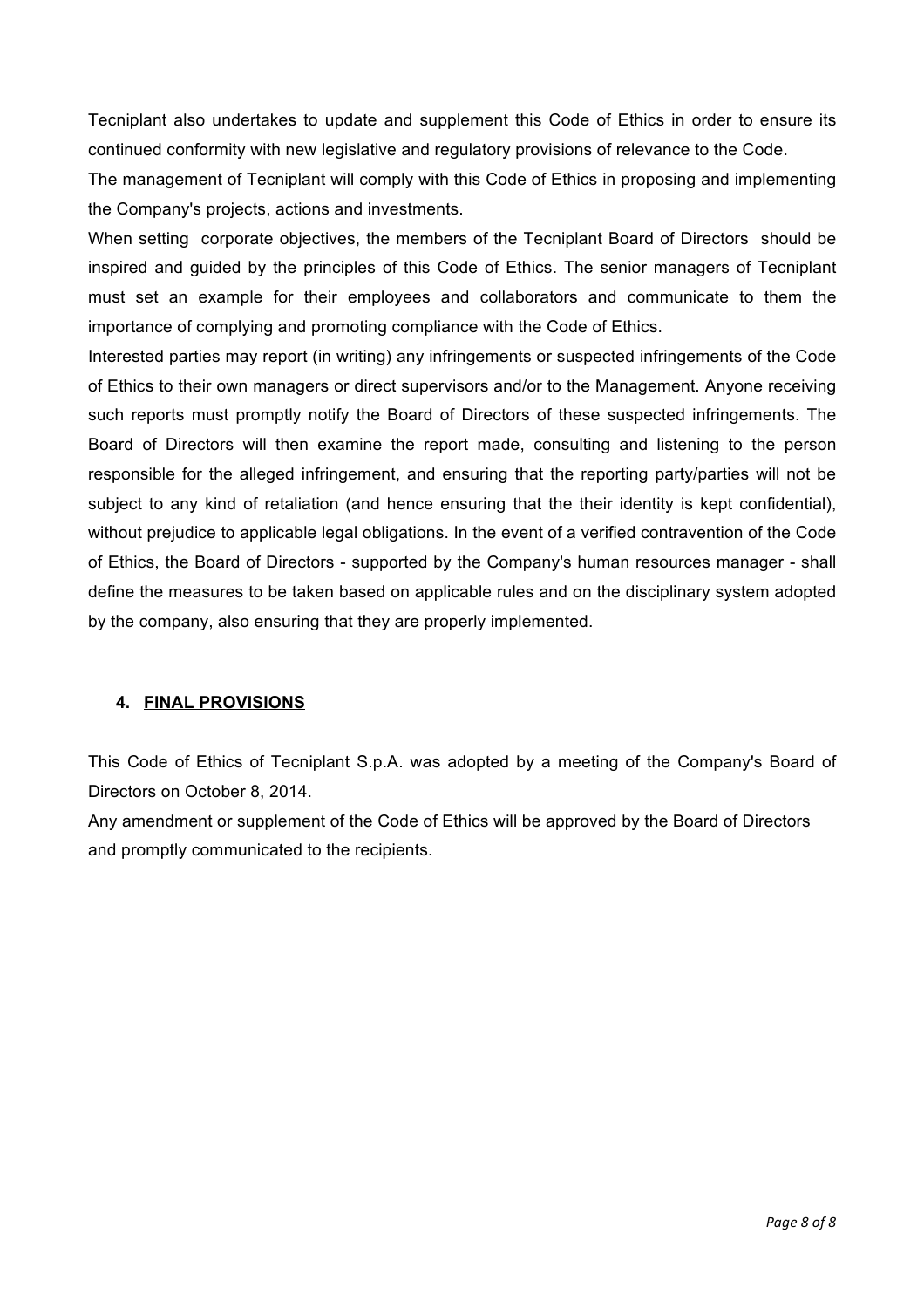Tecniplant also undertakes to update and supplement this Code of Ethics in order to ensure its continued conformity with new legislative and regulatory provisions of relevance to the Code.

The management of Tecniplant will comply with this Code of Ethics in proposing and implementing the Company's projects, actions and investments.

When setting corporate objectives, the members of the Tecniplant Board of Directors should be inspired and guided by the principles of this Code of Ethics. The senior managers of Tecniplant must set an example for their employees and collaborators and communicate to them the importance of complying and promoting compliance with the Code of Ethics.

Interested parties may report (in writing) any infringements or suspected infringements of the Code of Ethics to their own managers or direct supervisors and/or to the Management. Anyone receiving such reports must promptly notify the Board of Directors of these suspected infringements. The Board of Directors will then examine the report made, consulting and listening to the person responsible for the alleged infringement, and ensuring that the reporting party/parties will not be subject to any kind of retaliation (and hence ensuring that the their identity is kept confidential), without prejudice to applicable legal obligations. In the event of a verified contravention of the Code of Ethics, the Board of Directors - supported by the Company's human resources manager - shall define the measures to be taken based on applicable rules and on the disciplinary system adopted by the company, also ensuring that they are properly implemented.

## 4. FINAL PROVISIONS

This Code of Ethics of Tecniplant S.p.A. was adopted by a meeting of the Company's Board of Directors on October 8, 2014.

Any amendment or supplement of the Code of Ethics will be approved by the Board of Directors and promptly communicated to the recipients.